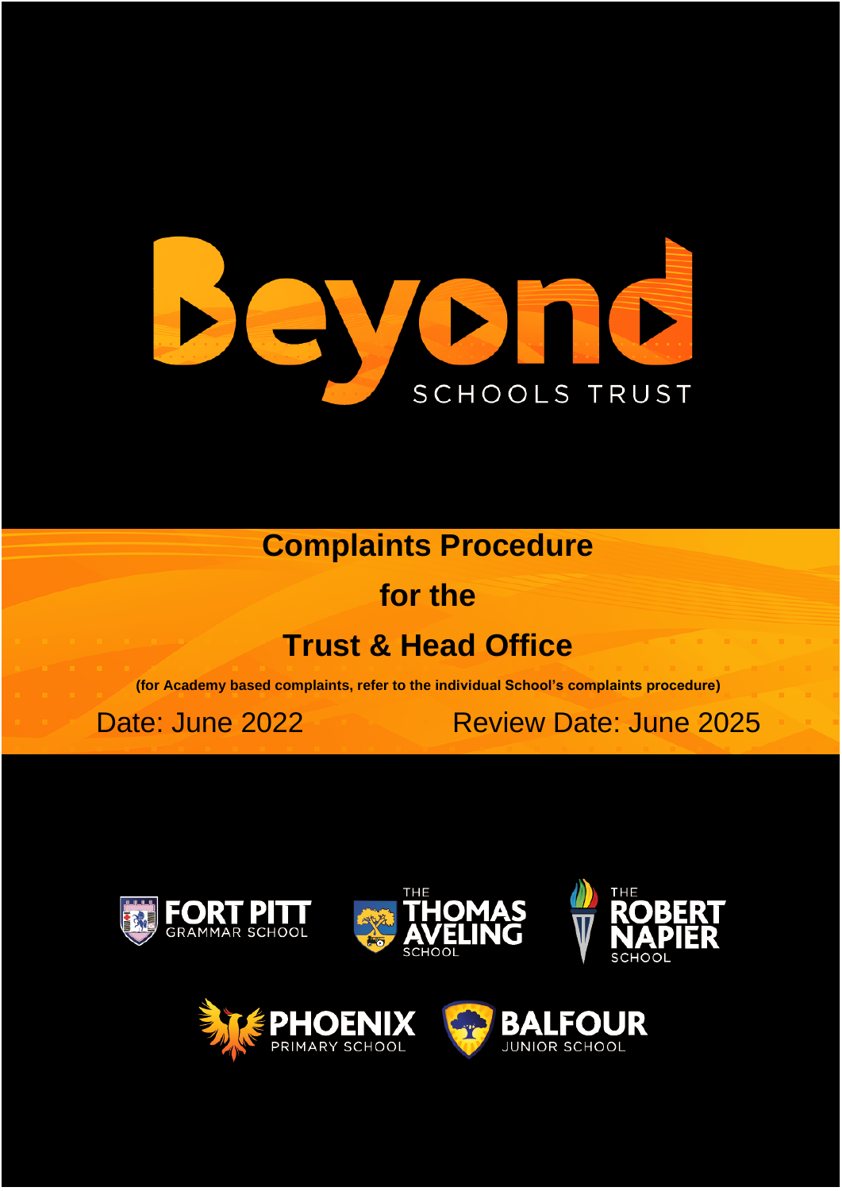Beyond

SCHOOLS TRUST

# Complaints Procedure

# for the

# Trust & Head Office

**(for Academy based complaints, refer to the individual School's complaints procedure)**

Date: June 2022 Review Date: June 2025

FORT PITT GRAMMAR SCHOOL

THE THOMAS AVELING SCHOOL

THE ROBERT NAPIER SCHOOL

PHOENIX PRIMARY SCHOOL

BALFOUR JUNIOR SCHOOL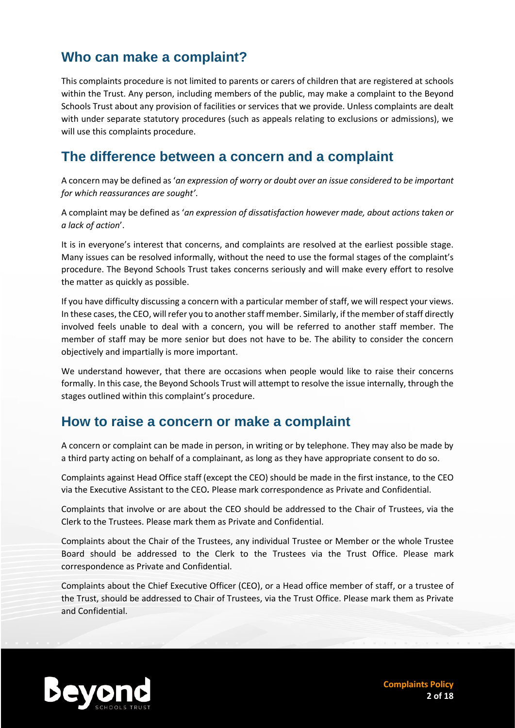## Who can make a complaint?

This complaints procedure is not limited to parents or carers of children that are registered at schools within the Trust. Any person, including members of the public, may make a complaint to the Beyond Schools Trust about any provision of facilities or services that we provide. Unless complaints are dealt with under separate statutory procedures (such as appeals relating to exclusions or admissions), we will use this complaints procedure.

## The difference between a concern and a complaint

A concern may be defined as '*an expression of worry or doubt over an issue considered to be important for which reassurances are sought'*.

A complaint may be defined as '*an expression of dissatisfaction however made, about actions taken or a lack of action*'.

It is in everyone's interest that concerns, and complaints are resolved at the earliest possible stage. Many issues can be resolved informally, without the need to use the formal stages of the complaint's procedure. The Beyond Schools Trust takes concerns seriously and will make every effort to resolve the matter as quickly as possible.

If you have difficulty discussing a concern with a particular member of staff, we will respect your views. In these cases, the CEO, will refer you to another staff member. Similarly, if the member of staff directly involved feels unable to deal with a concern, you will be referred to another staff member. The member of staff may be more senior but does not have to be. The ability to consider the concern objectively and impartially is more important.

We understand however, that there are occasions when people would like to raise their concerns formally. In this case, the Beyond Schools Trust will attempt to resolve the issue internally, through the stages outlined within this complaint's procedure.

## How to raise a concern or make a complaint

A concern or complaint can be made in person, in writing or by telephone. They may also be made by a third party acting on behalf of a complainant, as long as they have appropriate consent to do so.

Complaints against Head Office staff (except the CEO) should be made in the first instance, to the CEO via the Executive Assistant to the CEO*.* Please mark correspondence as Private and Confidential.

Complaints that involve or are about the CEO should be addressed to the Chair of Trustees, via the Clerk to the Trustees. Please mark them as Private and Confidential.

Complaints about the Chair of the Trustees, any individual Trustee or Member or the whole Trustee Board should be addressed to the Clerk to the Trustees via the Trust Office. Please mark correspondence as Private and Confidential.

Complaints about the Chief Executive Officer (CEO), or a Head office member of staff, or a trustee of the Trust, should be addressed to Chair of Trustees, via the Trust Office. Please mark them as Private and Confidential.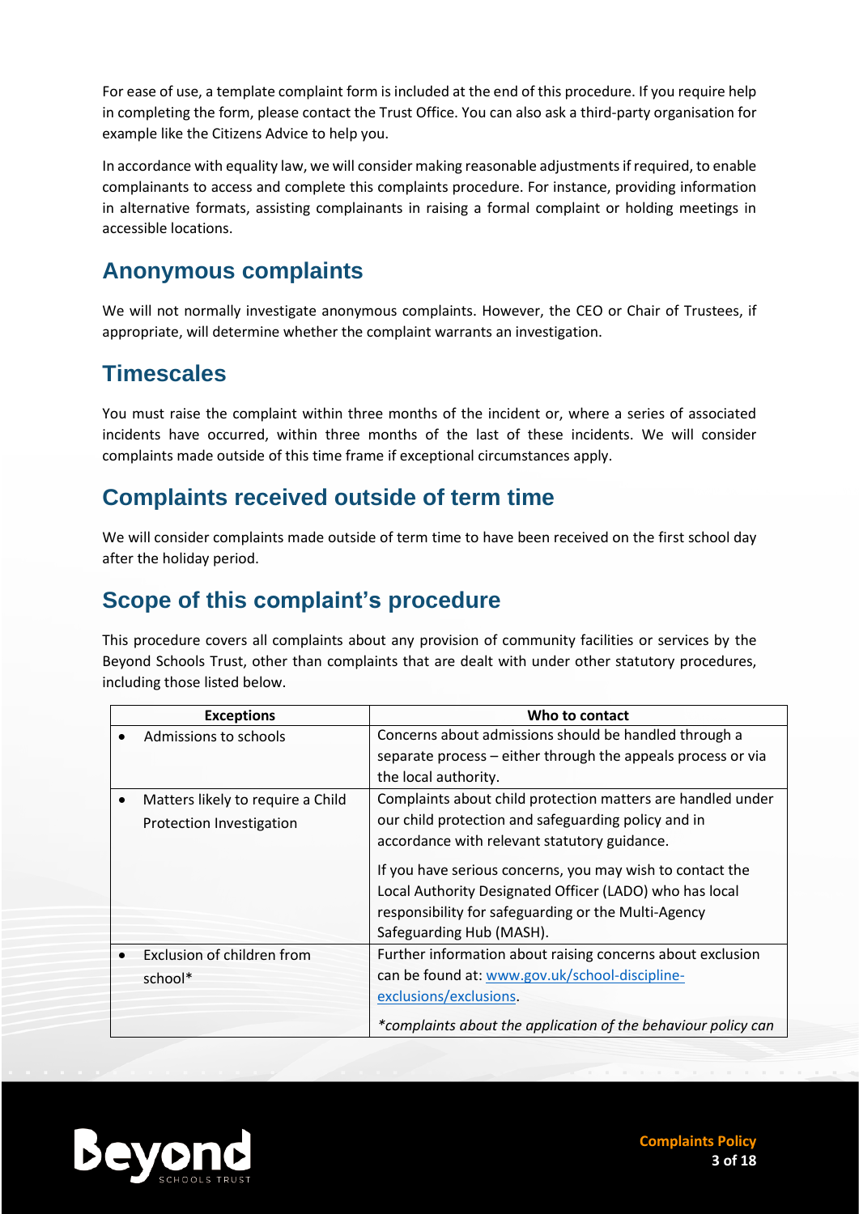For ease of use, a template complaint form is included at the end of this procedure. If you require help in completing the form, please contact the Trust Office. You can also ask a third-party organisation for example like the Citizens Advice to help you.

In accordance with equality law, we will consider making reasonable adjustments if required, to enable complainants to access and complete this complaints procedure. For instance, providing information in alternative formats, assisting complainants in raising a formal complaint or holding meetings in accessible locations.

## Anonymous complaints

We will not normally investigate anonymous complaints. However, the CEO or Chair of Trustees, if appropriate, will determine whether the complaint warrants an investigation.

## Timescales

You must raise the complaint within three months of the incident or, where a series of associated incidents have occurred, within three months of the last of these incidents. We will consider complaints made outside of this time frame if exceptional circumstances apply.

## Complaints received outside of term time

We will consider complaints made outside of term time to have been received on the first school day after the holiday period.

## Scope of this complaint's procedure

This procedure covers all complaints about any provision of community facilities or services by the Beyond Schools Trust, other than complaints that are dealt with under other statutory procedures, including those listed below.

| Exceptions | Who to contact |
|---|---|
| • Admissions to schools | Concerns about admissions should be handled through a separate process – either through the appeals process or via the local authority. |
| • Matters likely to require a Child Protection Investigation | Complaints about child protection matters are handled under our child protection and safeguarding policy and in accordance with relevant statutory guidance.<br><br>If you have serious concerns, you may wish to contact the Local Authority Designated Officer (LADO) who has local responsibility for safeguarding or the Multi-Agency Safeguarding Hub (MASH). |
| • Exclusion of children from school* | Further information about raising concerns about exclusion can be found at: [www.gov.uk/school-discipline-exclusions/exclusions](www.gov.uk/school-discipline-exclusions/exclusions).<br><br>*\*complaints about the application of the behaviour policy can* |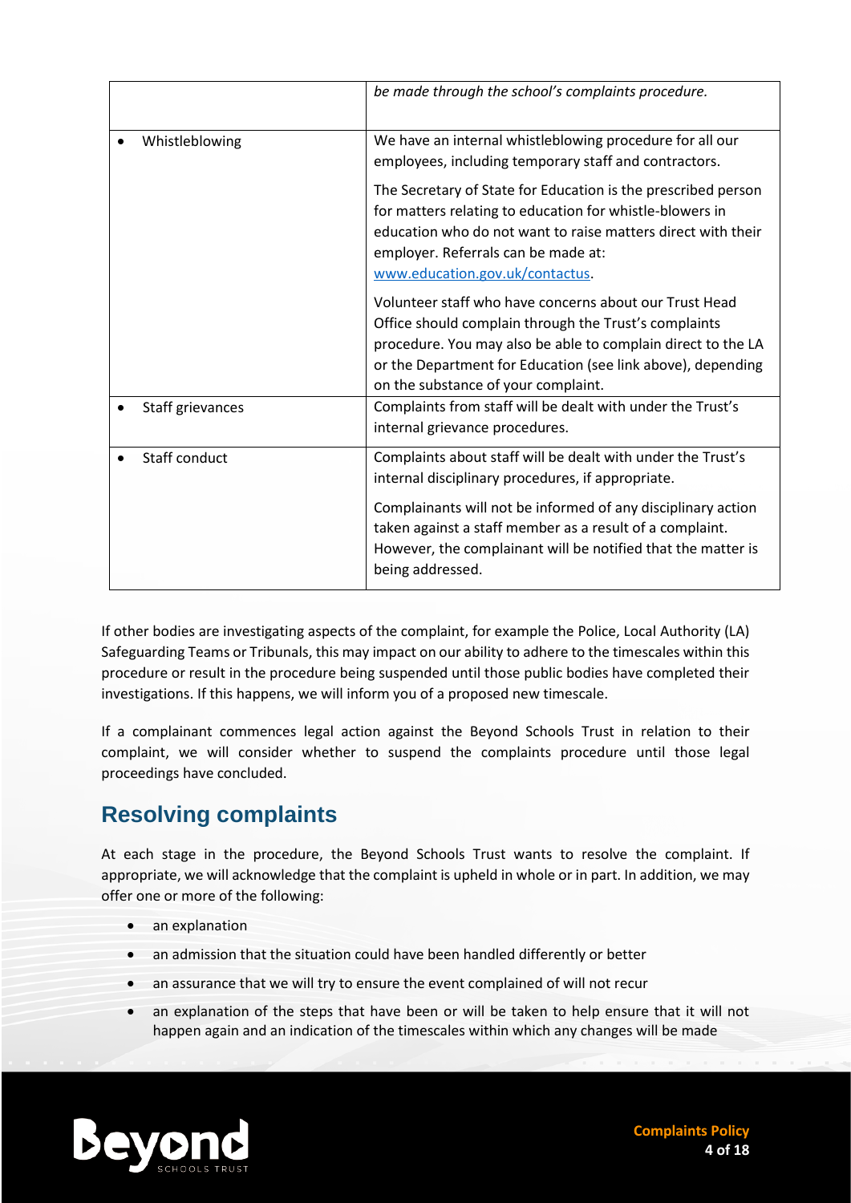| | |
|---|---|
| | *be made through the school's complaints procedure.* |
| • Whistleblowing | We have an internal whistleblowing procedure for all our employees, including temporary staff and contractors.<br><br>The Secretary of State for Education is the prescribed person for matters relating to education for whistle-blowers in education who do not want to raise matters direct with their employer. Referrals can be made at: www.education.gov.uk/contactus.<br><br>Volunteer staff who have concerns about our Trust Head Office should complain through the Trust's complaints procedure. You may also be able to complain direct to the LA or the Department for Education (see link above), depending on the substance of your complaint. |
| • Staff grievances | Complaints from staff will be dealt with under the Trust's internal grievance procedures. |
| • Staff conduct | Complaints about staff will be dealt with under the Trust's internal disciplinary procedures, if appropriate.<br><br>Complainants will not be informed of any disciplinary action taken against a staff member as a result of a complaint. However, the complainant will be notified that the matter is being addressed. |

If other bodies are investigating aspects of the complaint, for example the Police, Local Authority (LA) Safeguarding Teams or Tribunals, this may impact on our ability to adhere to the timescales within this procedure or result in the procedure being suspended until those public bodies have completed their investigations. If this happens, we will inform you of a proposed new timescale.

If a complainant commences legal action against the Beyond Schools Trust in relation to their complaint, we will consider whether to suspend the complaints procedure until those legal proceedings have concluded.

## Resolving complaints

At each stage in the procedure, the Beyond Schools Trust wants to resolve the complaint. If appropriate, we will acknowledge that the complaint is upheld in whole or in part. In addition, we may offer one or more of the following:

- an explanation
- an admission that the situation could have been handled differently or better
- an assurance that we will try to ensure the event complained of will not recur
- an explanation of the steps that have been or will be taken to help ensure that it will not happen again and an indication of the timescales within which any changes will be made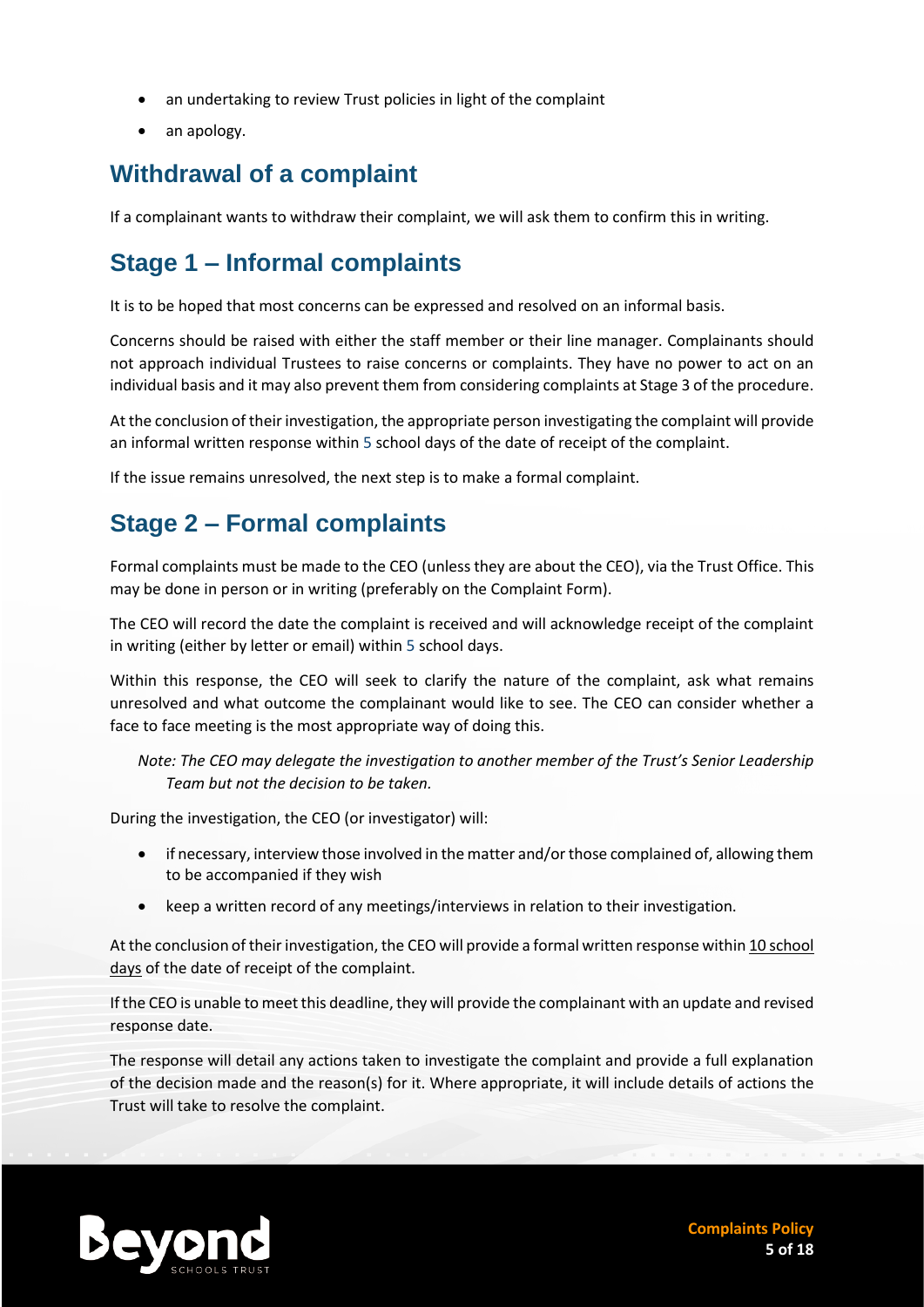- an undertaking to review Trust policies in light of the complaint
- an apology.

## Withdrawal of a complaint

If a complainant wants to withdraw their complaint, we will ask them to confirm this in writing.

## Stage 1 – Informal complaints

It is to be hoped that most concerns can be expressed and resolved on an informal basis.

Concerns should be raised with either the staff member or their line manager. Complainants should not approach individual Trustees to raise concerns or complaints. They have no power to act on an individual basis and it may also prevent them from considering complaints at Stage 3 of the procedure.

At the conclusion of their investigation, the appropriate person investigating the complaint will provide an informal written response within 5 school days of the date of receipt of the complaint.

If the issue remains unresolved, the next step is to make a formal complaint.

## Stage 2 – Formal complaints

Formal complaints must be made to the CEO (unless they are about the CEO), via the Trust Office. This may be done in person or in writing (preferably on the Complaint Form).

The CEO will record the date the complaint is received and will acknowledge receipt of the complaint in writing (either by letter or email) within 5 school days.

Within this response, the CEO will seek to clarify the nature of the complaint, ask what remains unresolved and what outcome the complainant would like to see. The CEO can consider whether a face to face meeting is the most appropriate way of doing this.

*Note: The CEO may delegate the investigation to another member of the Trust's Senior Leadership Team but not the decision to be taken.*

During the investigation, the CEO (or investigator) will:

- if necessary, interview those involved in the matter and/or those complained of, allowing them to be accompanied if they wish
- keep a written record of any meetings/interviews in relation to their investigation.

At the conclusion of their investigation, the CEO will provide a formal written response within 10 school days of the date of receipt of the complaint.

If the CEO is unable to meet this deadline, they will provide the complainant with an update and revised response date.

The response will detail any actions taken to investigate the complaint and provide a full explanation of the decision made and the reason(s) for it. Where appropriate, it will include details of actions the Trust will take to resolve the complaint.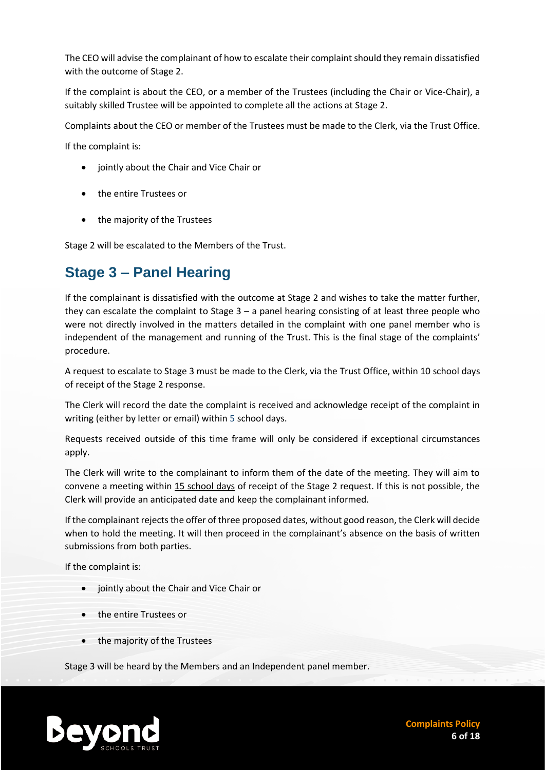The CEO will advise the complainant of how to escalate their complaint should they remain dissatisfied with the outcome of Stage 2.

If the complaint is about the CEO, or a member of the Trustees (including the Chair or Vice-Chair), a suitably skilled Trustee will be appointed to complete all the actions at Stage 2.

Complaints about the CEO or member of the Trustees must be made to the Clerk, via the Trust Office.

If the complaint is:

- jointly about the Chair and Vice Chair or
- the entire Trustees or
- the majority of the Trustees

Stage 2 will be escalated to the Members of the Trust.

## Stage 3 – Panel Hearing

If the complainant is dissatisfied with the outcome at Stage 2 and wishes to take the matter further, they can escalate the complaint to Stage 3 – a panel hearing consisting of at least three people who were not directly involved in the matters detailed in the complaint with one panel member who is independent of the management and running of the Trust. This is the final stage of the complaints' procedure.

A request to escalate to Stage 3 must be made to the Clerk, via the Trust Office, within 10 school days of receipt of the Stage 2 response.

The Clerk will record the date the complaint is received and acknowledge receipt of the complaint in writing (either by letter or email) within 5 school days.

Requests received outside of this time frame will only be considered if exceptional circumstances apply.

The Clerk will write to the complainant to inform them of the date of the meeting. They will aim to convene a meeting within 15 school days of receipt of the Stage 2 request. If this is not possible, the Clerk will provide an anticipated date and keep the complainant informed.

If the complainant rejects the offer of three proposed dates, without good reason, the Clerk will decide when to hold the meeting. It will then proceed in the complainant's absence on the basis of written submissions from both parties.

If the complaint is:

- jointly about the Chair and Vice Chair or
- the entire Trustees or
- the majority of the Trustees

Stage 3 will be heard by the Members and an Independent panel member.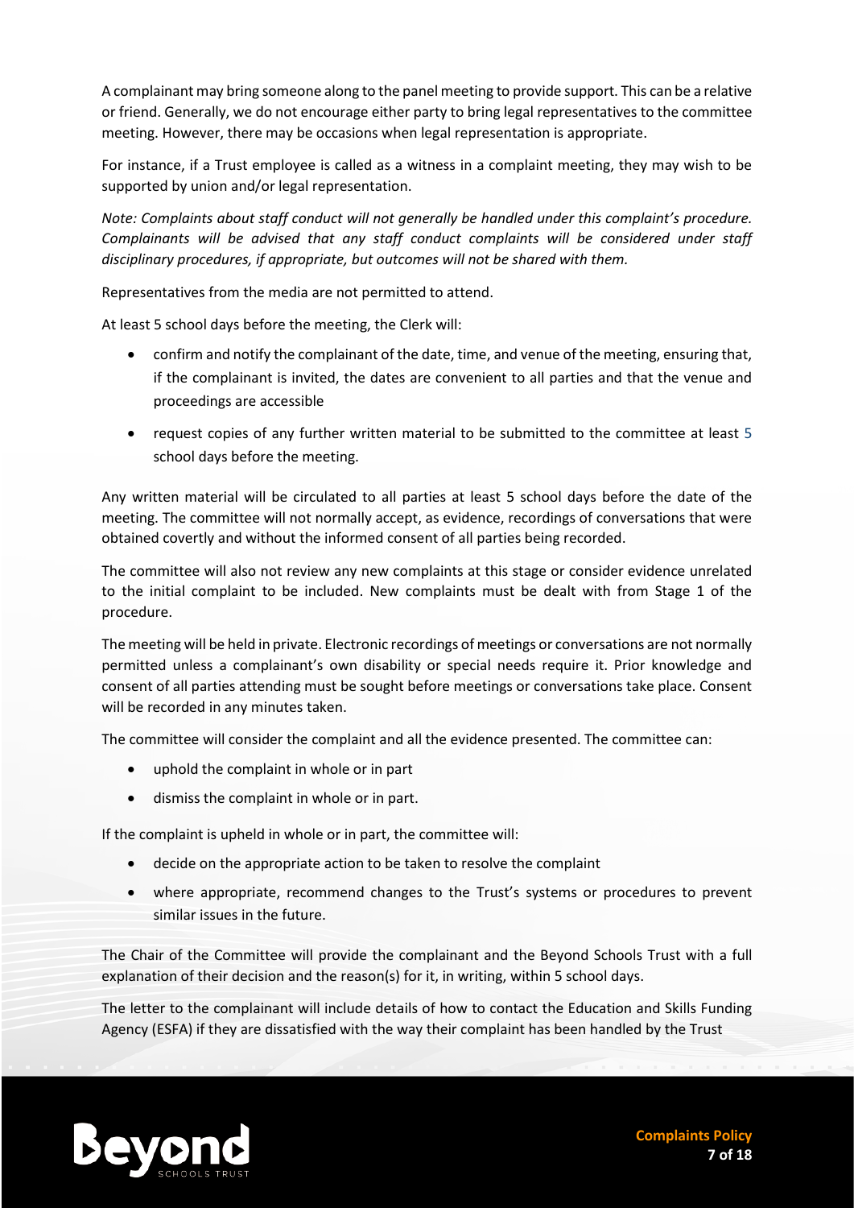A complainant may bring someone along to the panel meeting to provide support. This can be a relative or friend. Generally, we do not encourage either party to bring legal representatives to the committee meeting. However, there may be occasions when legal representation is appropriate.

For instance, if a Trust employee is called as a witness in a complaint meeting, they may wish to be supported by union and/or legal representation.

*Note: Complaints about staff conduct will not generally be handled under this complaint's procedure. Complainants will be advised that any staff conduct complaints will be considered under staff disciplinary procedures, if appropriate, but outcomes will not be shared with them.*

Representatives from the media are not permitted to attend.

At least 5 school days before the meeting, the Clerk will:

- confirm and notify the complainant of the date, time, and venue of the meeting, ensuring that, if the complainant is invited, the dates are convenient to all parties and that the venue and proceedings are accessible
- request copies of any further written material to be submitted to the committee at least 5 school days before the meeting.

Any written material will be circulated to all parties at least 5 school days before the date of the meeting. The committee will not normally accept, as evidence, recordings of conversations that were obtained covertly and without the informed consent of all parties being recorded.

The committee will also not review any new complaints at this stage or consider evidence unrelated to the initial complaint to be included. New complaints must be dealt with from Stage 1 of the procedure.

The meeting will be held in private. Electronic recordings of meetings or conversations are not normally permitted unless a complainant's own disability or special needs require it. Prior knowledge and consent of all parties attending must be sought before meetings or conversations take place. Consent will be recorded in any minutes taken.

The committee will consider the complaint and all the evidence presented. The committee can:

- uphold the complaint in whole or in part
- dismiss the complaint in whole or in part.

If the complaint is upheld in whole or in part, the committee will:

- decide on the appropriate action to be taken to resolve the complaint
- where appropriate, recommend changes to the Trust's systems or procedures to prevent similar issues in the future.

The Chair of the Committee will provide the complainant and the Beyond Schools Trust with a full explanation of their decision and the reason(s) for it, in writing, within 5 school days.

The letter to the complainant will include details of how to contact the Education and Skills Funding Agency (ESFA) if they are dissatisfied with the way their complaint has been handled by the Trust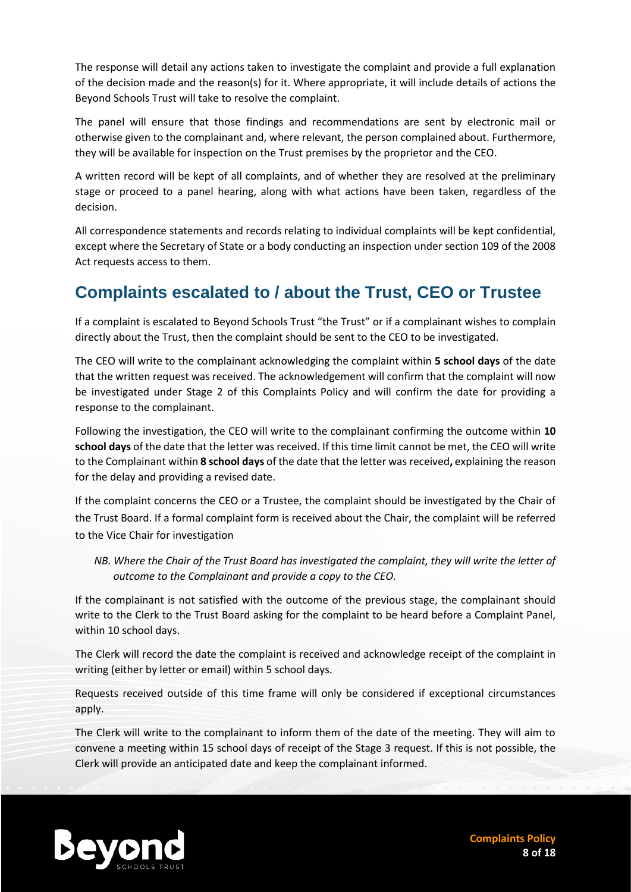The response will detail any actions taken to investigate the complaint and provide a full explanation of the decision made and the reason(s) for it. Where appropriate, it will include details of actions the Beyond Schools Trust will take to resolve the complaint.

The panel will ensure that those findings and recommendations are sent by electronic mail or otherwise given to the complainant and, where relevant, the person complained about. Furthermore, they will be available for inspection on the Trust premises by the proprietor and the CEO.

A written record will be kept of all complaints, and of whether they are resolved at the preliminary stage or proceed to a panel hearing, along with what actions have been taken, regardless of the decision.

All correspondence statements and records relating to individual complaints will be kept confidential, except where the Secretary of State or a body conducting an inspection under section 109 of the 2008 Act requests access to them.

## Complaints escalated to / about the Trust, CEO or Trustee

If a complaint is escalated to Beyond Schools Trust "the Trust" or if a complainant wishes to complain directly about the Trust, then the complaint should be sent to the CEO to be investigated.

The CEO will write to the complainant acknowledging the complaint within **5 school days** of the date that the written request was received. The acknowledgement will confirm that the complaint will now be investigated under Stage 2 of this Complaints Policy and will confirm the date for providing a response to the complainant.

Following the investigation, the CEO will write to the complainant confirming the outcome within **10 school days** of the date that the letter was received. If this time limit cannot be met, the CEO will write to the Complainant within **8 school days** of the date that the letter was received**,** explaining the reason for the delay and providing a revised date.

If the complaint concerns the CEO or a Trustee, the complaint should be investigated by the Chair of the Trust Board. If a formal complaint form is received about the Chair, the complaint will be referred to the Vice Chair for investigation

*NB. Where the Chair of the Trust Board has investigated the complaint, they will write the letter of outcome to the Complainant and provide a copy to the CEO.*

If the complainant is not satisfied with the outcome of the previous stage, the complainant should write to the Clerk to the Trust Board asking for the complaint to be heard before a Complaint Panel, within 10 school days.

The Clerk will record the date the complaint is received and acknowledge receipt of the complaint in writing (either by letter or email) within 5 school days.

Requests received outside of this time frame will only be considered if exceptional circumstances apply.

The Clerk will write to the complainant to inform them of the date of the meeting. They will aim to convene a meeting within 15 school days of receipt of the Stage 3 request. If this is not possible, the Clerk will provide an anticipated date and keep the complainant informed.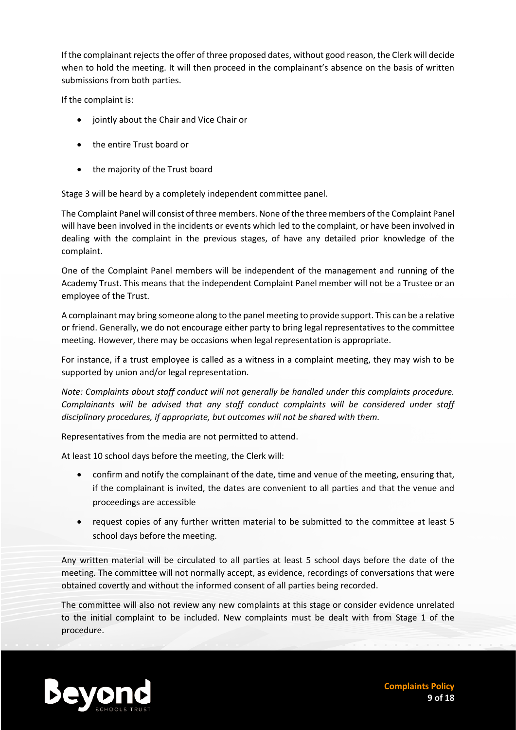If the complainant rejects the offer of three proposed dates, without good reason, the Clerk will decide when to hold the meeting. It will then proceed in the complainant's absence on the basis of written submissions from both parties.

If the complaint is:

- jointly about the Chair and Vice Chair or
- the entire Trust board or
- the majority of the Trust board

Stage 3 will be heard by a completely independent committee panel.

The Complaint Panel will consist of three members. None of the three members of the Complaint Panel will have been involved in the incidents or events which led to the complaint, or have been involved in dealing with the complaint in the previous stages, of have any detailed prior knowledge of the complaint.

One of the Complaint Panel members will be independent of the management and running of the Academy Trust. This means that the independent Complaint Panel member will not be a Trustee or an employee of the Trust.

A complainant may bring someone along to the panel meeting to provide support. This can be a relative or friend. Generally, we do not encourage either party to bring legal representatives to the committee meeting. However, there may be occasions when legal representation is appropriate.

For instance, if a trust employee is called as a witness in a complaint meeting, they may wish to be supported by union and/or legal representation.

*Note: Complaints about staff conduct will not generally be handled under this complaints procedure. Complainants will be advised that any staff conduct complaints will be considered under staff disciplinary procedures, if appropriate, but outcomes will not be shared with them.*

Representatives from the media are not permitted to attend.

At least 10 school days before the meeting, the Clerk will:

- confirm and notify the complainant of the date, time and venue of the meeting, ensuring that, if the complainant is invited, the dates are convenient to all parties and that the venue and proceedings are accessible
- request copies of any further written material to be submitted to the committee at least 5 school days before the meeting.

Any written material will be circulated to all parties at least 5 school days before the date of the meeting. The committee will not normally accept, as evidence, recordings of conversations that were obtained covertly and without the informed consent of all parties being recorded.

The committee will also not review any new complaints at this stage or consider evidence unrelated to the initial complaint to be included. New complaints must be dealt with from Stage 1 of the procedure.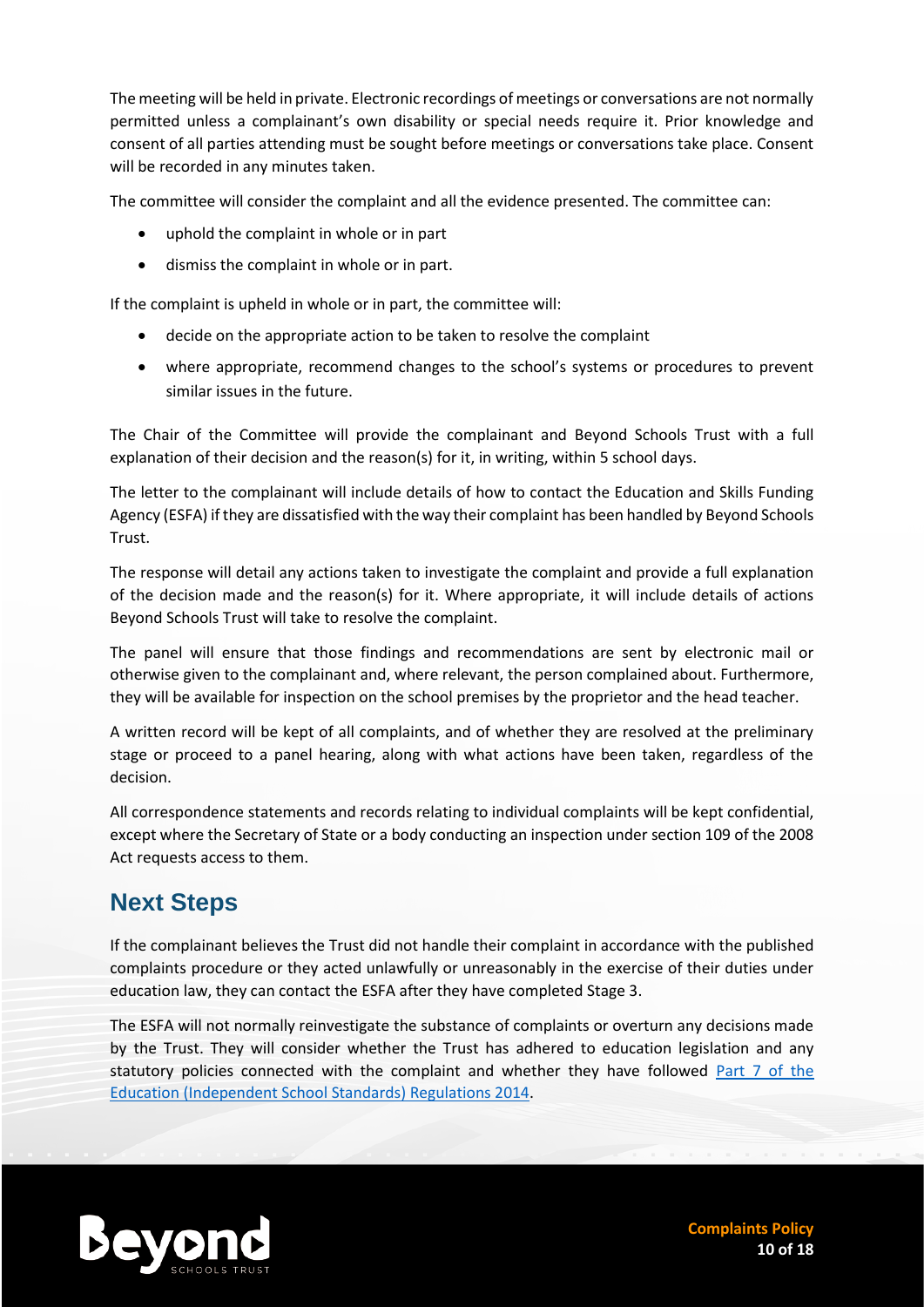The meeting will be held in private. Electronic recordings of meetings or conversations are not normally permitted unless a complainant's own disability or special needs require it. Prior knowledge and consent of all parties attending must be sought before meetings or conversations take place. Consent will be recorded in any minutes taken.

The committee will consider the complaint and all the evidence presented. The committee can:

- uphold the complaint in whole or in part
- dismiss the complaint in whole or in part.

If the complaint is upheld in whole or in part, the committee will:

- decide on the appropriate action to be taken to resolve the complaint
- where appropriate, recommend changes to the school's systems or procedures to prevent similar issues in the future.

The Chair of the Committee will provide the complainant and Beyond Schools Trust with a full explanation of their decision and the reason(s) for it, in writing, within 5 school days.

The letter to the complainant will include details of how to contact the Education and Skills Funding Agency (ESFA) if they are dissatisfied with the way their complaint has been handled by Beyond Schools Trust.

The response will detail any actions taken to investigate the complaint and provide a full explanation of the decision made and the reason(s) for it. Where appropriate, it will include details of actions Beyond Schools Trust will take to resolve the complaint.

The panel will ensure that those findings and recommendations are sent by electronic mail or otherwise given to the complainant and, where relevant, the person complained about. Furthermore, they will be available for inspection on the school premises by the proprietor and the head teacher.

A written record will be kept of all complaints, and of whether they are resolved at the preliminary stage or proceed to a panel hearing, along with what actions have been taken, regardless of the decision.

All correspondence statements and records relating to individual complaints will be kept confidential, except where the Secretary of State or a body conducting an inspection under section 109 of the 2008 Act requests access to them.

## Next Steps

If the complainant believes the Trust did not handle their complaint in accordance with the published complaints procedure or they acted unlawfully or unreasonably in the exercise of their duties under education law, they can contact the ESFA after they have completed Stage 3.

The ESFA will not normally reinvestigate the substance of complaints or overturn any decisions made by the Trust. They will consider whether the Trust has adhered to education legislation and any statutory policies connected with the complaint and whether they have followed Part 7 of the Education (Independent School Standards) Regulations 2014.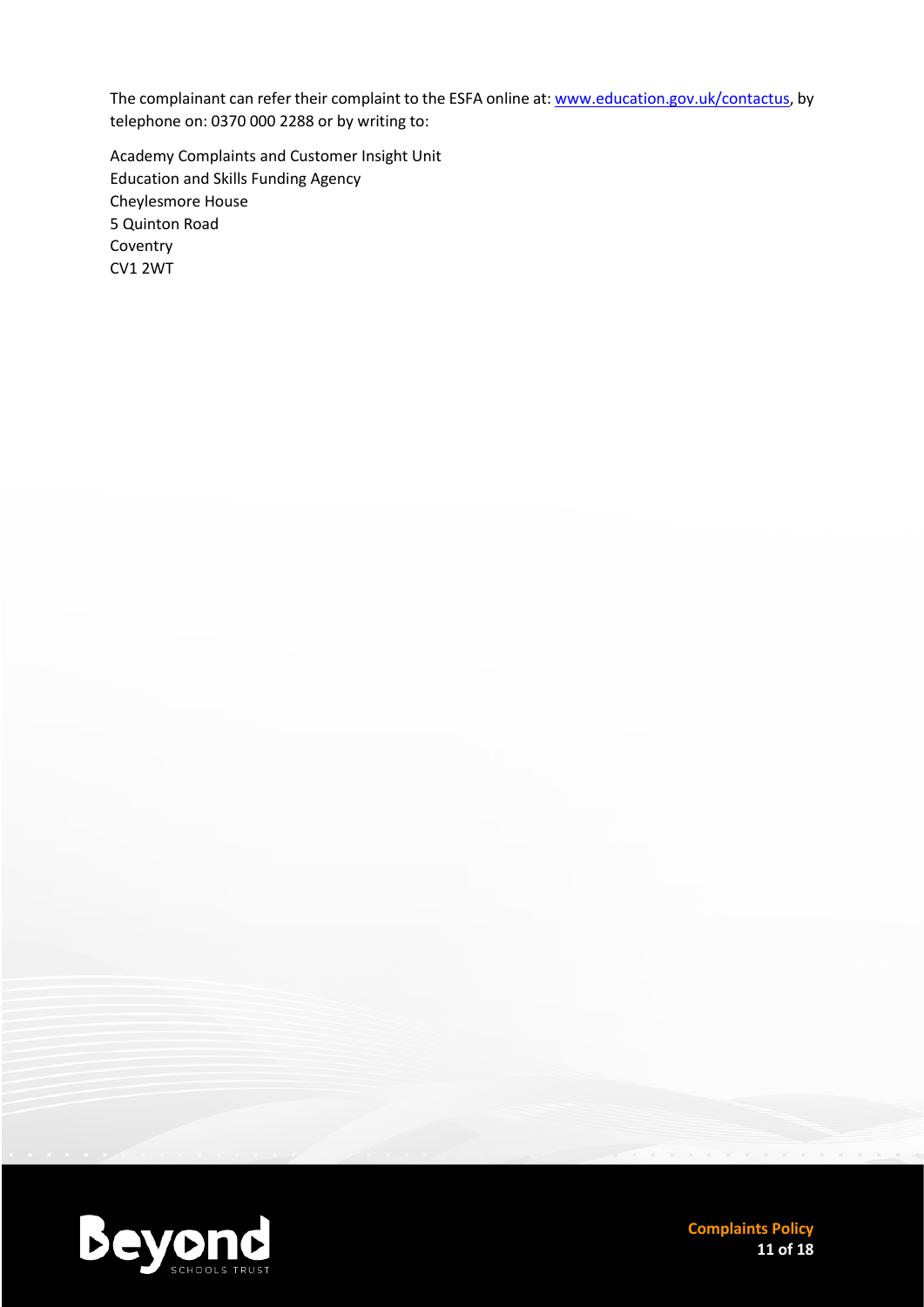The complainant can refer their complaint to the ESFA online at: [www.education.gov.uk/contactus](www.education.gov.uk/contactus), by telephone on: 0370 000 2288 or by writing to:

Academy Complaints and Customer Insight Unit
Education and Skills Funding Agency
Cheylesmore House
5 Quinton Road
Coventry
CV1 2WT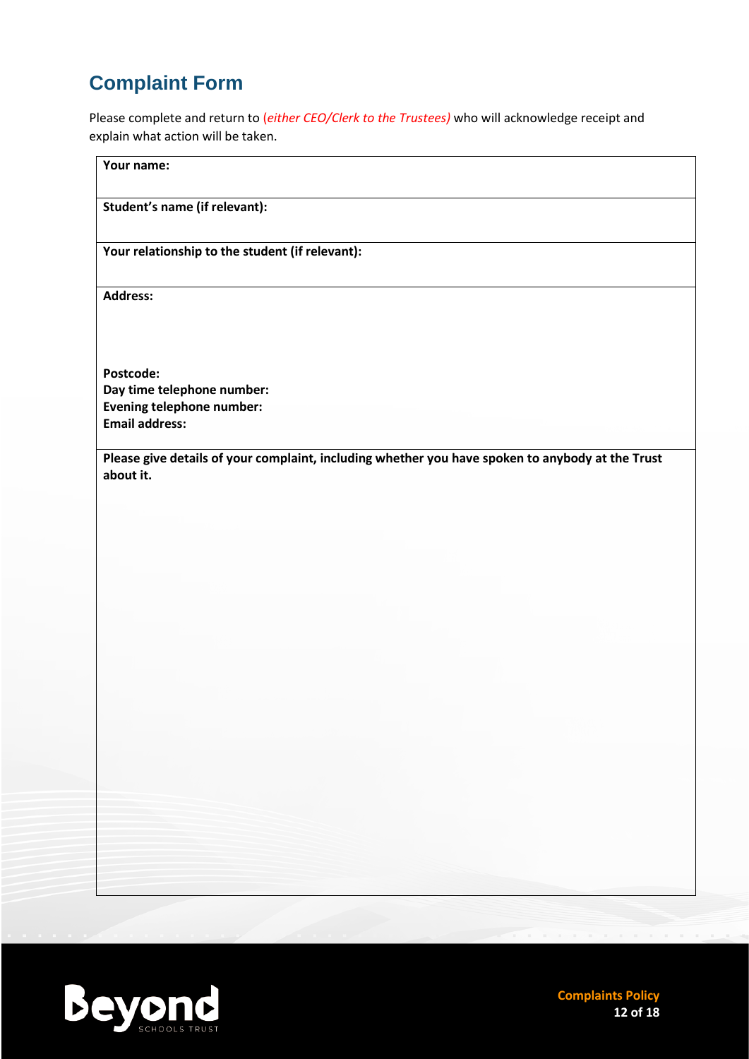## Complaint Form

Please complete and return to (*either CEO/Clerk to the Trustees)* who will acknowledge receipt and explain what action will be taken.

| **Your name:** |
|---|
| **Student's name (if relevant):** |
| **Your relationship to the student (if relevant):** |
| **Address:**<br><br><br>**Postcode:**<br>**Day time telephone number:**<br>**Evening telephone number:**<br>**Email address:** |
| **Please give details of your complaint, including whether you have spoken to anybody at the Trust about it.** |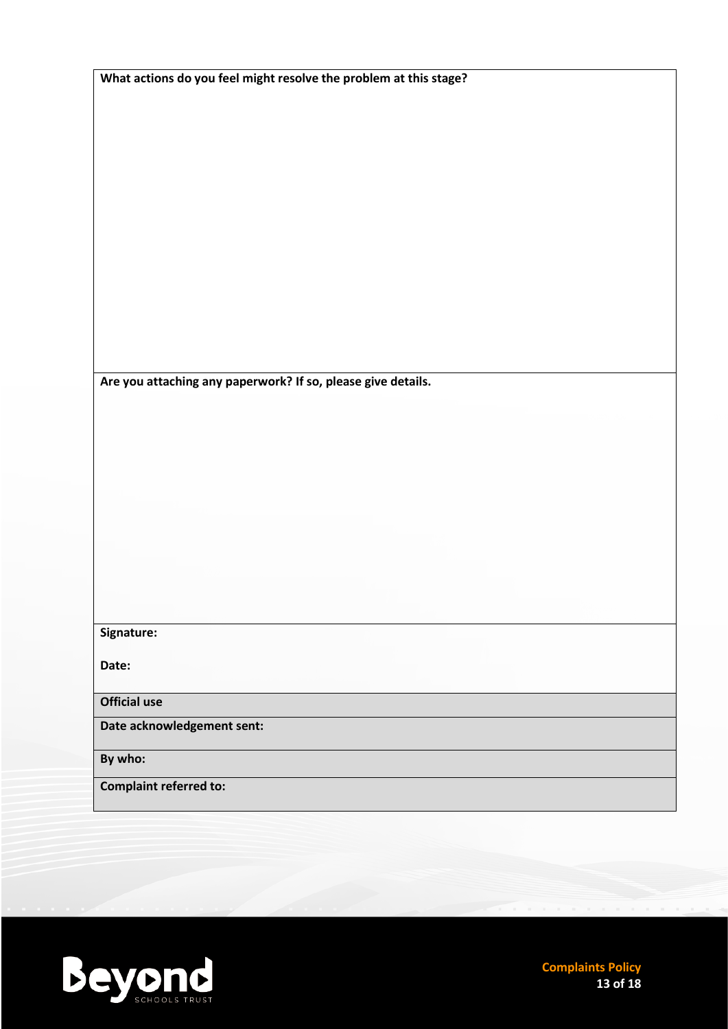| What actions do you feel might resolve the problem at this stage? |
| --- |
| |
| **Are you attaching any paperwork? If so, please give details.** |
| |
| **Signature:** |
| **Date:** |
| **Official use** |
| **Date acknowledgement sent:** |
| **By who:** |
| **Complaint referred to:** |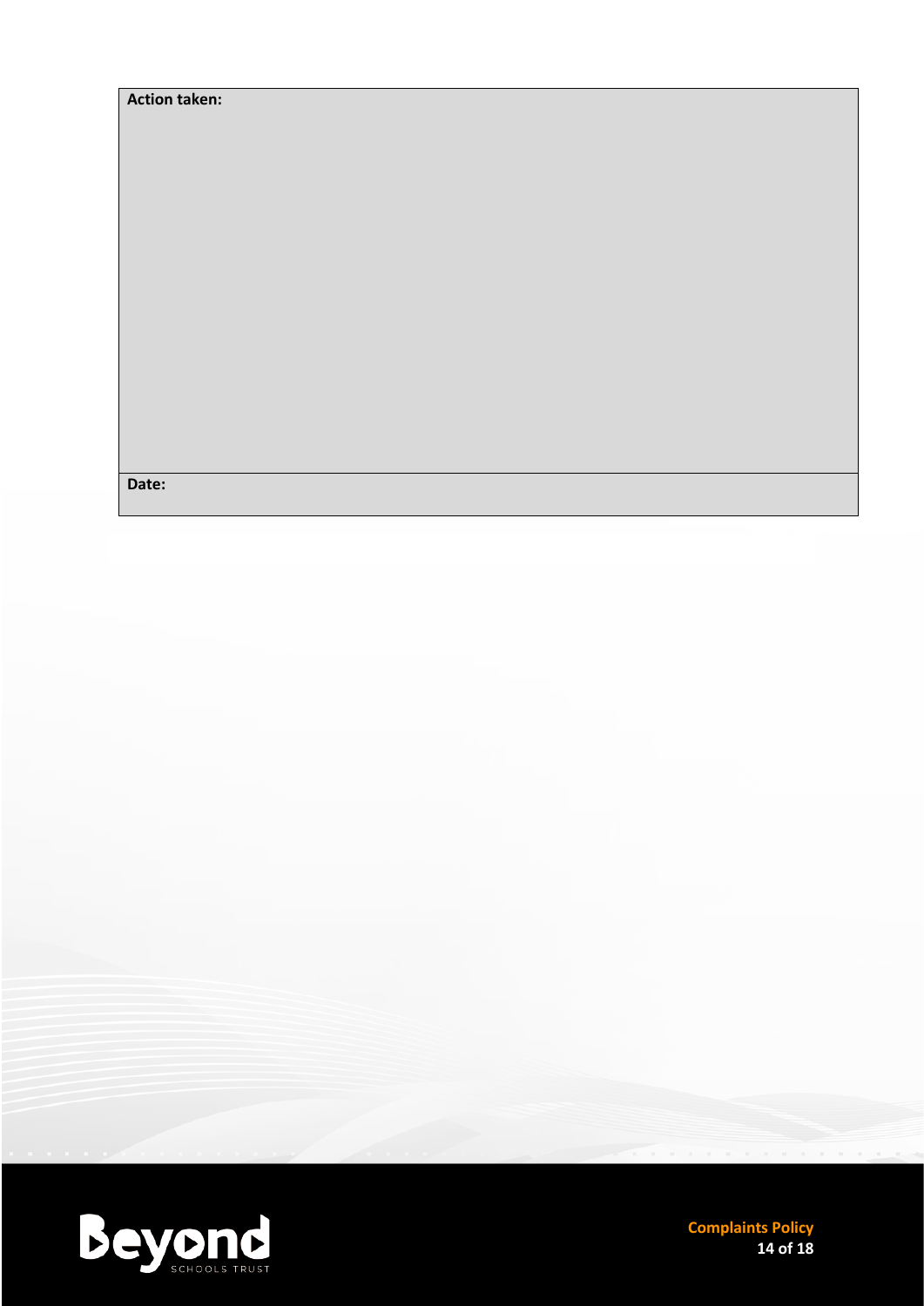| **Action taken:** |
| --- |
| **Date:** |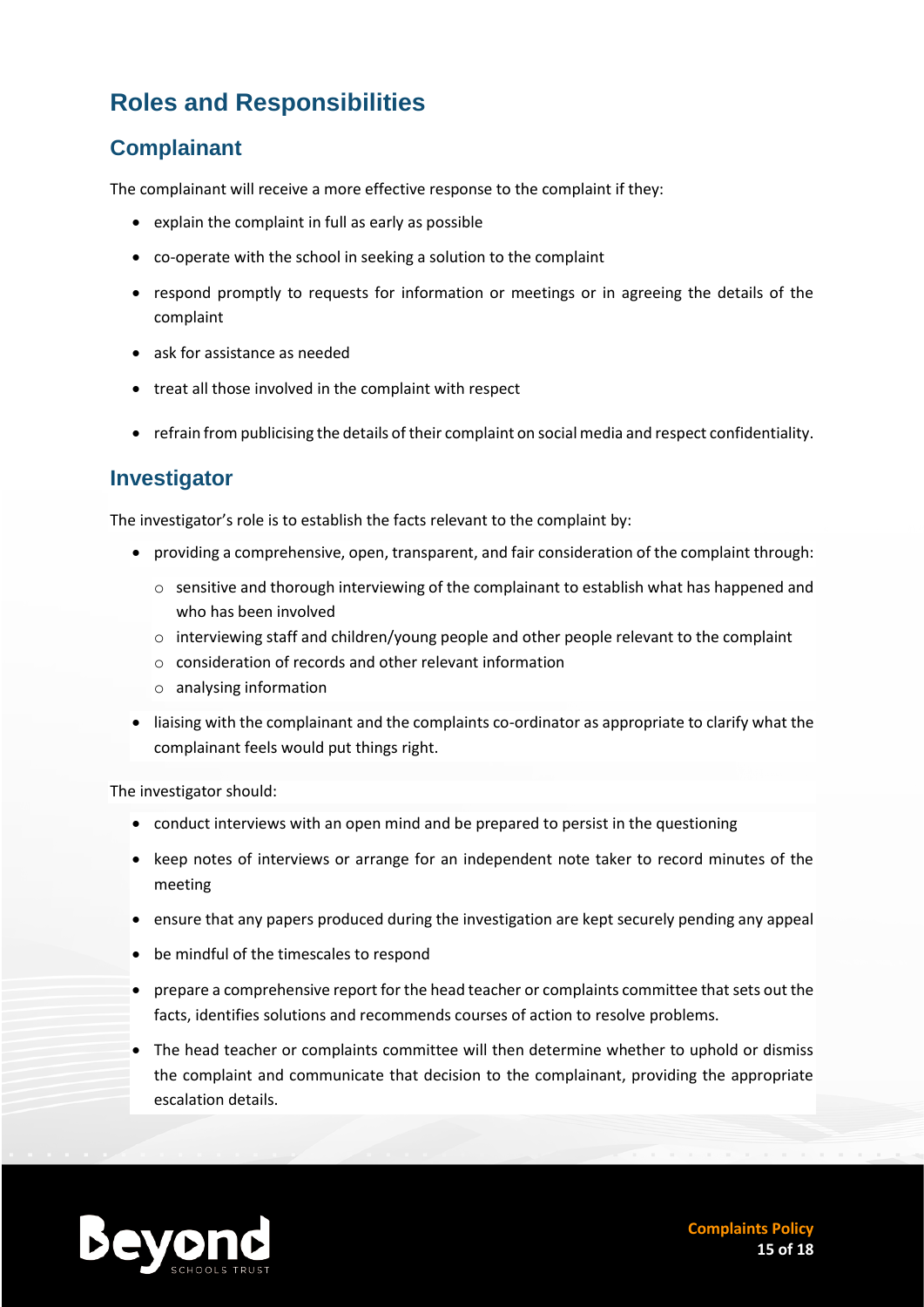# Roles and Responsibilities

## Complainant

The complainant will receive a more effective response to the complaint if they:

- explain the complaint in full as early as possible
- co-operate with the school in seeking a solution to the complaint
- respond promptly to requests for information or meetings or in agreeing the details of the complaint
- ask for assistance as needed
- treat all those involved in the complaint with respect
- refrain from publicising the details of their complaint on social media and respect confidentiality.

## Investigator

The investigator's role is to establish the facts relevant to the complaint by:

- providing a comprehensive, open, transparent, and fair consideration of the complaint through:
  - sensitive and thorough interviewing of the complainant to establish what has happened and who has been involved
  - interviewing staff and children/young people and other people relevant to the complaint
  - consideration of records and other relevant information
  - analysing information
- liaising with the complainant and the complaints co-ordinator as appropriate to clarify what the complainant feels would put things right.

The investigator should:

- conduct interviews with an open mind and be prepared to persist in the questioning
- keep notes of interviews or arrange for an independent note taker to record minutes of the meeting
- ensure that any papers produced during the investigation are kept securely pending any appeal
- be mindful of the timescales to respond
- prepare a comprehensive report for the head teacher or complaints committee that sets out the facts, identifies solutions and recommends courses of action to resolve problems.
- The head teacher or complaints committee will then determine whether to uphold or dismiss the complaint and communicate that decision to the complainant, providing the appropriate escalation details.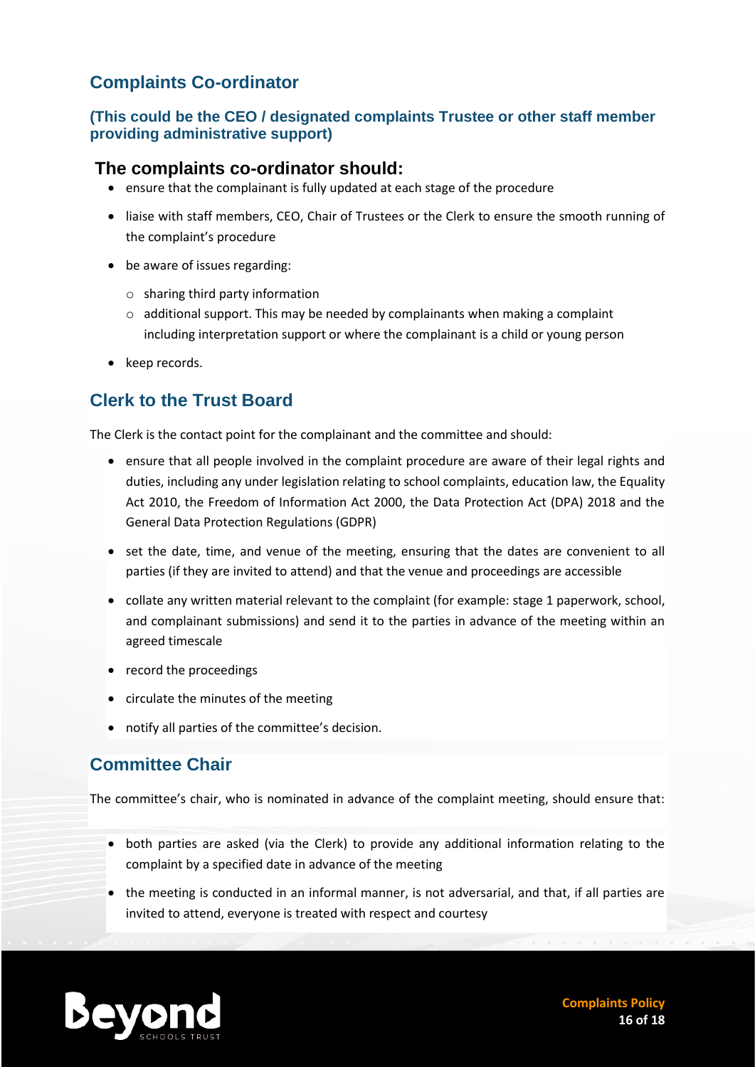## Complaints Co-ordinator

### (This could be the CEO / designated complaints Trustee or other staff member providing administrative support)

### The complaints co-ordinator should:

- ensure that the complainant is fully updated at each stage of the procedure
- liaise with staff members, CEO, Chair of Trustees or the Clerk to ensure the smooth running of the complaint's procedure
- be aware of issues regarding:
  - sharing third party information
  - additional support. This may be needed by complainants when making a complaint including interpretation support or where the complainant is a child or young person
- keep records.

## Clerk to the Trust Board

The Clerk is the contact point for the complainant and the committee and should:

- ensure that all people involved in the complaint procedure are aware of their legal rights and duties, including any under legislation relating to school complaints, education law, the Equality Act 2010, the Freedom of Information Act 2000, the Data Protection Act (DPA) 2018 and the General Data Protection Regulations (GDPR)
- set the date, time, and venue of the meeting, ensuring that the dates are convenient to all parties (if they are invited to attend) and that the venue and proceedings are accessible
- collate any written material relevant to the complaint (for example: stage 1 paperwork, school, and complainant submissions) and send it to the parties in advance of the meeting within an agreed timescale
- record the proceedings
- circulate the minutes of the meeting
- notify all parties of the committee's decision.

## Committee Chair

The committee's chair, who is nominated in advance of the complaint meeting, should ensure that:

- both parties are asked (via the Clerk) to provide any additional information relating to the complaint by a specified date in advance of the meeting
- the meeting is conducted in an informal manner, is not adversarial, and that, if all parties are invited to attend, everyone is treated with respect and courtesy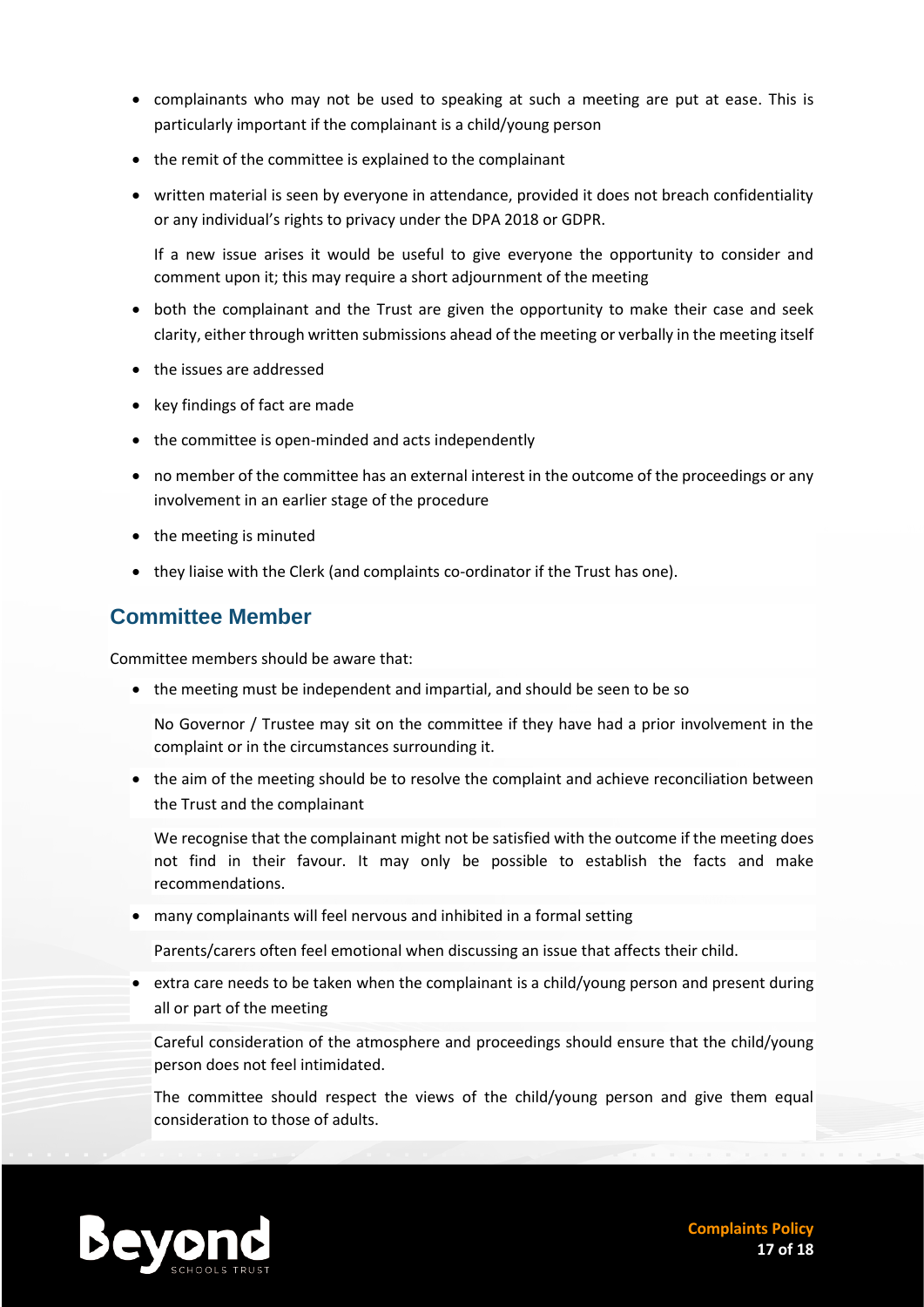- complainants who may not be used to speaking at such a meeting are put at ease. This is particularly important if the complainant is a child/young person
- the remit of the committee is explained to the complainant
- written material is seen by everyone in attendance, provided it does not breach confidentiality or any individual's rights to privacy under the DPA 2018 or GDPR.

  If a new issue arises it would be useful to give everyone the opportunity to consider and comment upon it; this may require a short adjournment of the meeting
- both the complainant and the Trust are given the opportunity to make their case and seek clarity, either through written submissions ahead of the meeting or verbally in the meeting itself
- the issues are addressed
- key findings of fact are made
- the committee is open-minded and acts independently
- no member of the committee has an external interest in the outcome of the proceedings or any involvement in an earlier stage of the procedure
- the meeting is minuted
- they liaise with the Clerk (and complaints co-ordinator if the Trust has one).

## Committee Member

Committee members should be aware that:

- the meeting must be independent and impartial, and should be seen to be so

  No Governor / Trustee may sit on the committee if they have had a prior involvement in the complaint or in the circumstances surrounding it.
- the aim of the meeting should be to resolve the complaint and achieve reconciliation between the Trust and the complainant

  We recognise that the complainant might not be satisfied with the outcome if the meeting does not find in their favour. It may only be possible to establish the facts and make recommendations.
- many complainants will feel nervous and inhibited in a formal setting

  Parents/carers often feel emotional when discussing an issue that affects their child.
- extra care needs to be taken when the complainant is a child/young person and present during all or part of the meeting

  Careful consideration of the atmosphere and proceedings should ensure that the child/young person does not feel intimidated.

  The committee should respect the views of the child/young person and give them equal consideration to those of adults.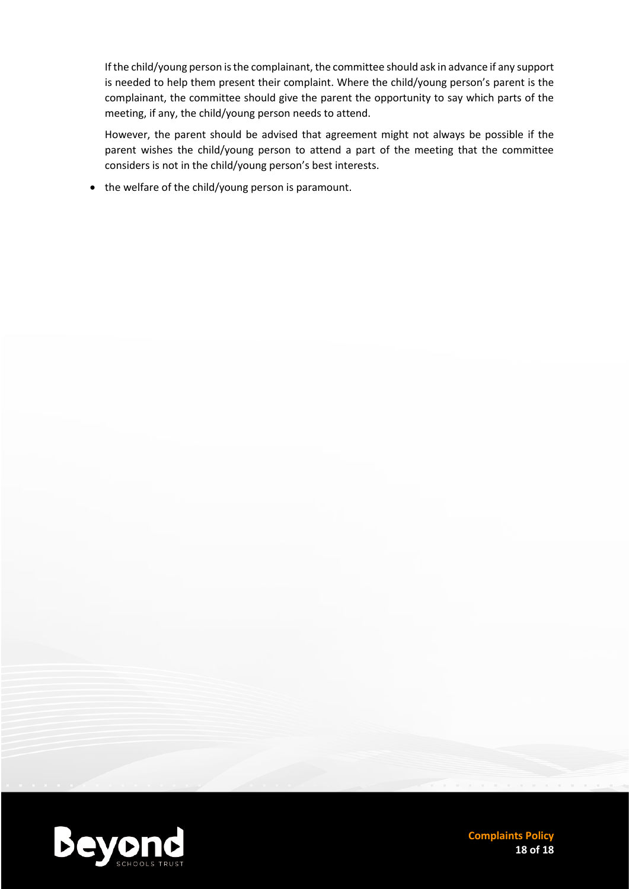If the child/young person is the complainant, the committee should ask in advance if any support is needed to help them present their complaint. Where the child/young person's parent is the complainant, the committee should give the parent the opportunity to say which parts of the meeting, if any, the child/young person needs to attend.

However, the parent should be advised that agreement might not always be possible if the parent wishes the child/young person to attend a part of the meeting that the committee considers is not in the child/young person's best interests.

- the welfare of the child/young person is paramount.